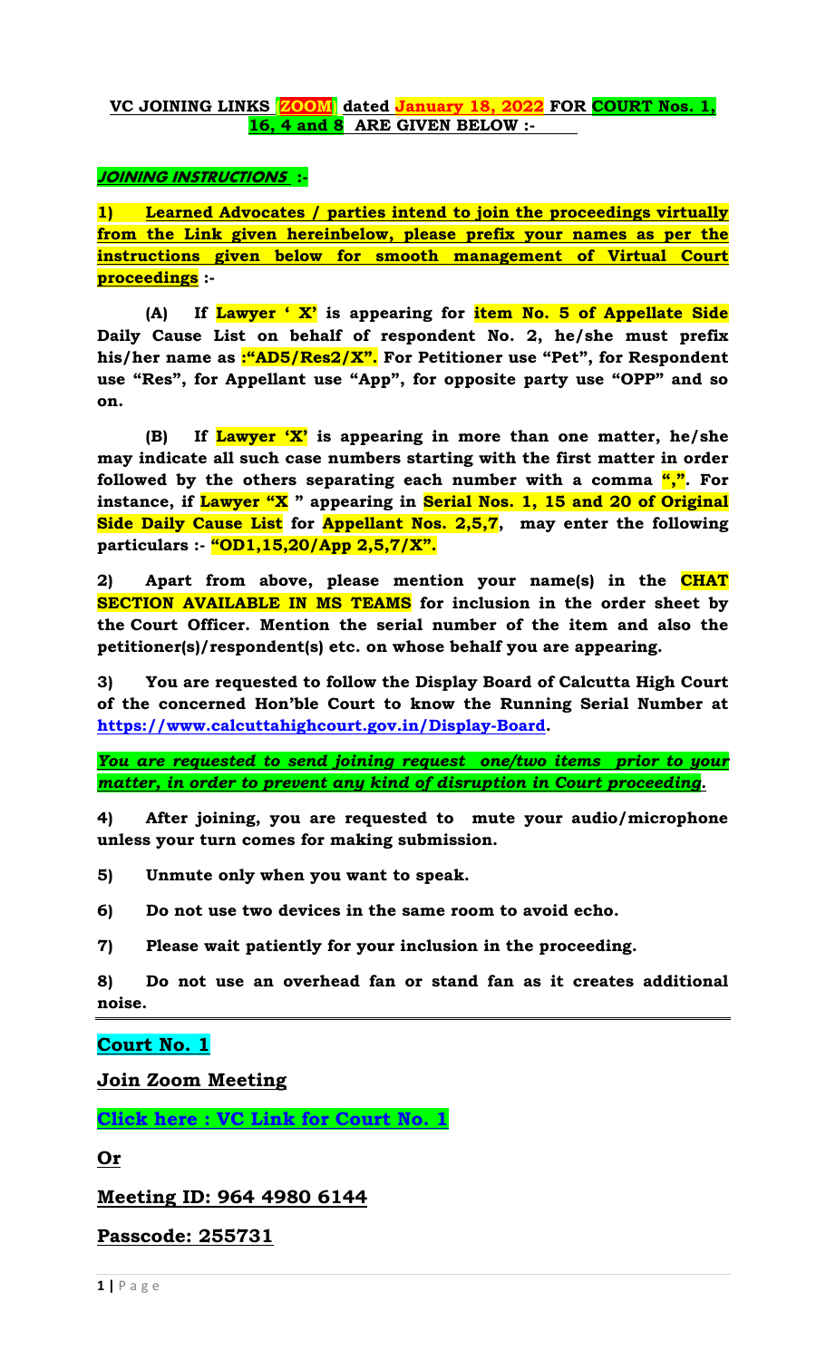**VC JOINING LINKS [ZOOM] dated January 18, 2022 FOR COURT Nos. 1, 16, 4 and 8 ARE GIVEN BELOW :-**

***JOINING INSTRUCTIONS :-***

**1) Learned Advocates / parties intend to join the proceedings virtually from the Link given hereinbelow, please prefix your names as per the instructions given below for smooth management of Virtual Court proceedings :-**

**(A) If Lawyer ' X' is appearing for item No. 5 of Appellate Side Daily Cause List on behalf of respondent No. 2, he/she must prefix his/her name as :"AD5/Res2/X". For Petitioner use "Pet", for Respondent use "Res", for Appellant use "App", for opposite party use "OPP" and so on.**

**(B) If Lawyer 'X' is appearing in more than one matter, he/she may indicate all such case numbers starting with the first matter in order followed by the others separating each number with a comma ",". For instance, if Lawyer "X " appearing in Serial Nos. 1, 15 and 20 of Original Side Daily Cause List for Appellant Nos. 2,5,7, may enter the following particulars :- "OD1,15,20/App 2,5,7/X".**

**2) Apart from above, please mention your name(s) in the CHAT SECTION AVAILABLE IN MS TEAMS for inclusion in the order sheet by the Court Officer. Mention the serial number of the item and also the petitioner(s)/respondent(s) etc. on whose behalf you are appearing.**

**3) You are requested to follow the Display Board of Calcutta High Court of the concerned Hon'ble Court to know the Running Serial Number at https://www.calcuttahighcourt.gov.in/Display-Board.**

***You are requested to send joining request one/two items prior to your matter, in order to prevent any kind of disruption in Court proceeding.***

**4) After joining, you are requested to mute your audio/microphone unless your turn comes for making submission.**

**5) Unmute only when you want to speak.**

**6) Do not use two devices in the same room to avoid echo.**

**7) Please wait patiently for your inclusion in the proceeding.**

**8) Do not use an overhead fan or stand fan as it creates additional noise.**

---

## Court No. 1

**Join Zoom Meeting**

**Click here : VC Link for Court No. 1**

**Or**

**Meeting ID: 964 4980 6144**

**Passcode: 255731**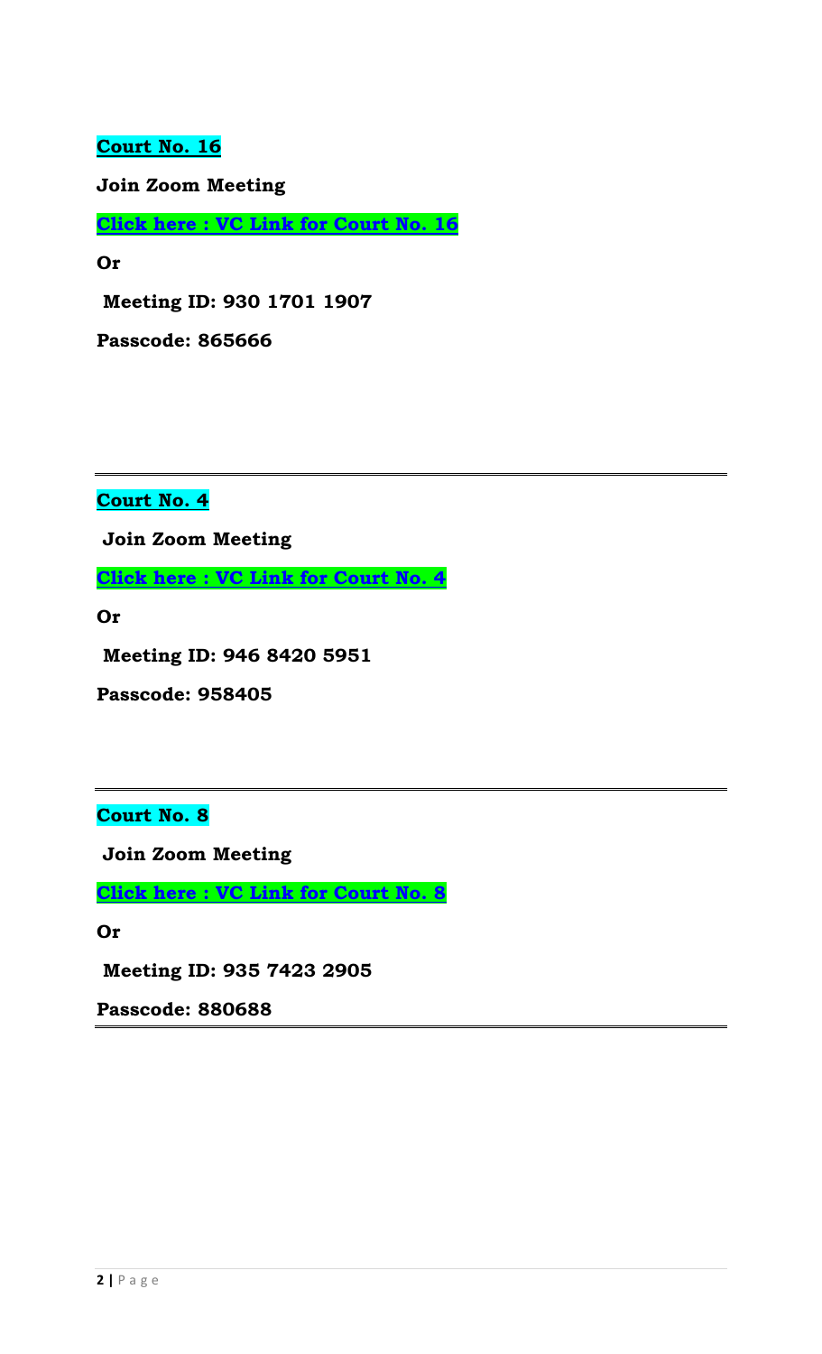**Court No. 16**

**Join Zoom Meeting**

**Click here : VC Link for Court No. 16**

**Or**

**Meeting ID: 930 1701 1907**

**Passcode: 865666**

---

**Court No. 4**

**Join Zoom Meeting**

**Click here : VC Link for Court No. 4**

**Or**

**Meeting ID: 946 8420 5951**

**Passcode: 958405**

---

**Court No. 8**

**Join Zoom Meeting**

**Click here : VC Link for Court No. 8**

**Or**

**Meeting ID: 935 7423 2905**

**Passcode: 880688**

---